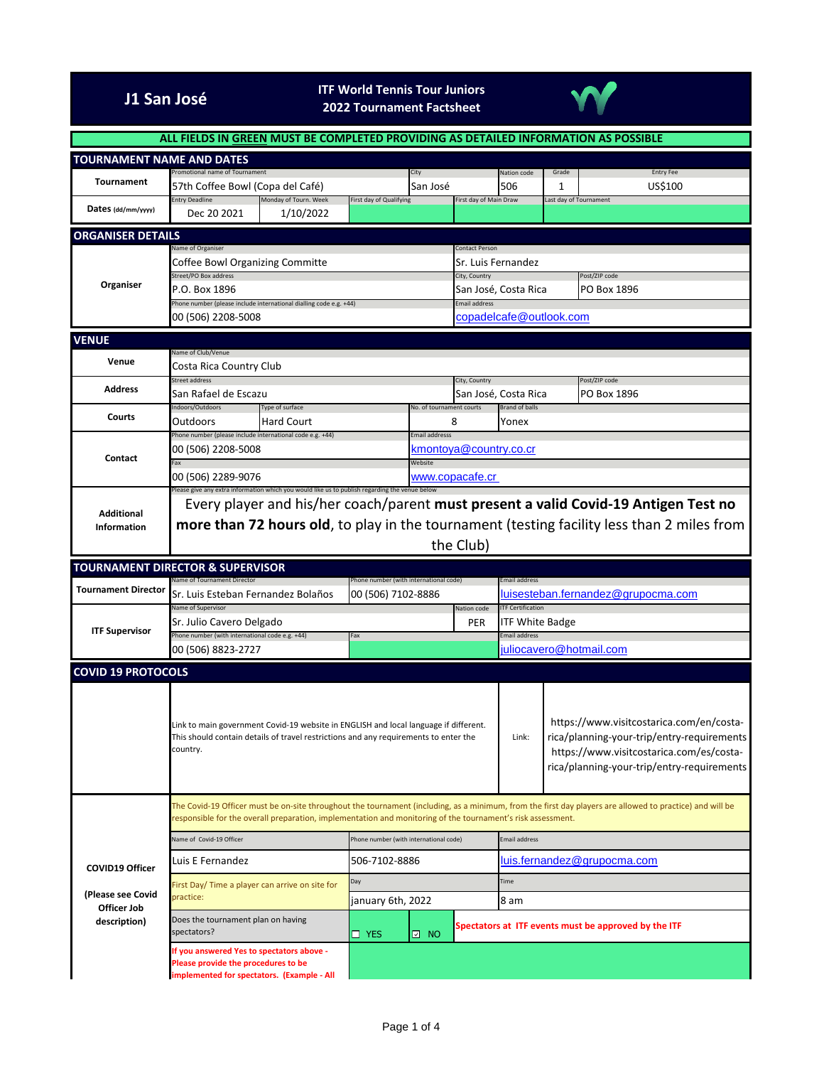# J1 San José

**ITF World Tennis Tour Juniors**
**2022 Tournament Factsheet**

**ALL FIELDS IN GREEN MUST BE COMPLETED PROVIDING AS DETAILED INFORMATION AS POSSIBLE**

## TOURNAMENT NAME AND DATES

| | Promotional name of Tournament | | City | Nation code | Grade | Entry Fee |
|---|---|---|---|---|---|---|
| **Tournament** | 57th Coffee Bowl (Copa del Café) | | San José | 506 | 1 | US$100 |
| | **Entry Deadline** | **Monday of Tourn. Week** | **First day of Qualifying** | **First day of Main Draw** | **Last day of Tournament** | |
| **Dates** (dd/mm/yyyy) | Dec 20 2021 | 1/10/2022 | | | | |

## ORGANISER DETAILS

| | Name of Organiser | Contact Person | |
|---|---|---|---|
| **Organiser** | Coffee Bowl Organizing Committe | Sr. Luis Fernandez | |
| | **Street/PO Box address** | **City, Country** | **Post/ZIP code** |
| | P.O. Box 1896 | San José, Costa Rica | PO Box 1896 |
| | **Phone number (please include international dialling code e.g. +44)** | **Email address** | |
| | 00 (506) 2208-5008 | copadelcafe@outlook.com | |

## VENUE

| | | | | |
|---|---|---|---|---|
| **Venue** | Name of Club/Venue: Costa Rica Country Club | | | |
| **Address** | Street address: San Rafael de Escazu | | City, Country: San José, Costa Rica | Post/ZIP code: PO Box 1896 |
| **Courts** | Indoors/Outdoors: Outdoors | Type of surface: Hard Court | No. of tournament courts: 8 | Brand of balls: Yonex |
| **Contact** | Phone number (please include international code e.g. +44): 00 (506) 2208-5008 | | Email address: kmontoya@country.co.cr | |
| | Fax: 00 (506) 2289-9076 | | Website: www.copacafe.cr | |

**Additional Information**

Please give any extra information which you would like us to publish regarding the venue below

Every player and his/her coach/parent must present **a valid Covid-19 Antigen Test no more than 72 hours old**, to play in the tournament (testing facility less than 2 miles from the Club)

## TOURNAMENT DIRECTOR & SUPERVISOR

| | Name | Nation code | Phone number (with international code) / ITF Certification | Email address |
|---|---|---|---|---|
| **Tournament Director** | Sr. Luis Esteban Fernandez Bolaños | | 00 (506) 7102-8886 | luisesteban.fernandez@grupocma.com |
| **ITF Supervisor** | Sr. Julio Cavero Delgado | PER | ITF White Badge | juliocavero@hotmail.com |
| | Phone number (with international code e.g. +44): 00 (506) 8823-2727 | | Fax: | |

## COVID 19 PROTOCOLS

Link to main government Covid-19 website in ENGLISH and local language if different. This should contain details of travel restrictions and any requirements to enter the country.

Link:
https://www.visitcostarica.com/en/costa-rica/planning-your-trip/entry-requirements
https://www.visitcostarica.com/es/costa-rica/planning-your-trip/entry-requirements

**COVID19 Officer**

**(Please see Covid Officer Job description)**

The Covid-19 Officer must be on-site throughout the tournament (including, as a minimum, from the first day players are allowed to practice) and will be responsible for the overall preparation, implementation and monitoring of the tournament's risk assessment.

| Name of Covid-19 Officer | Phone number (with international code) | Email address |
|---|---|---|
| Luis E Fernandez | 506-7102-8886 | luis.fernandez@grupocma.com |

| First Day/ Time a player can arrive on site for practice: | Day | Time |
|---|---|---|
| | january 6th, 2022 | 8 am |

Does the tournament plan on having spectators? ☐ YES ☑ NO — **Spectators at ITF events must be approved by the ITF**

**If you answered Yes to spectators above - Please provide the procedures to be implemented for spectators. (Example - All**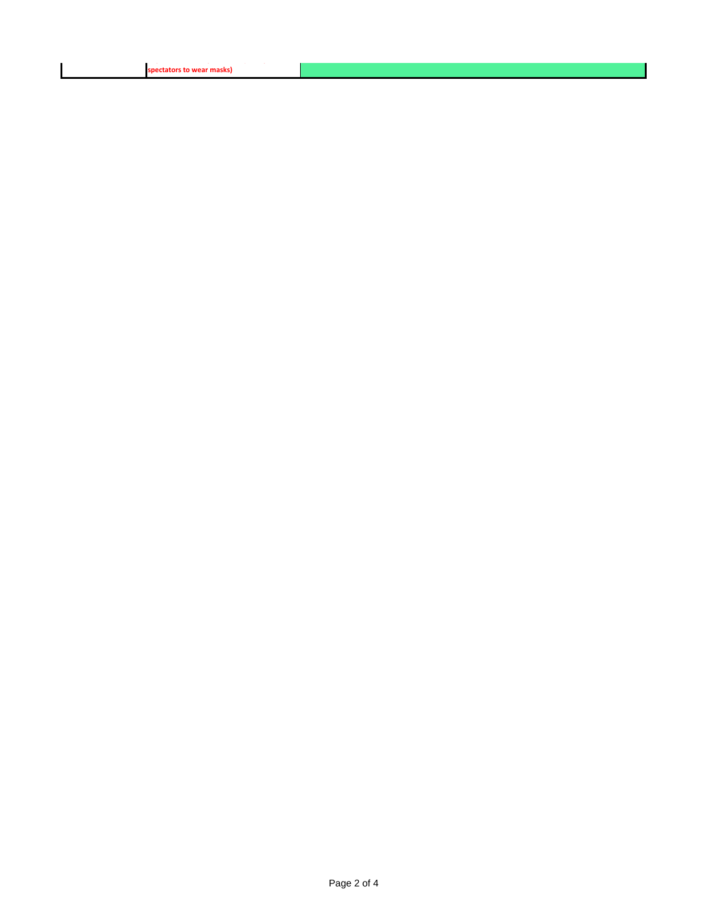| | | |
|---|---|---|
| | **spectators to wear masks)** | |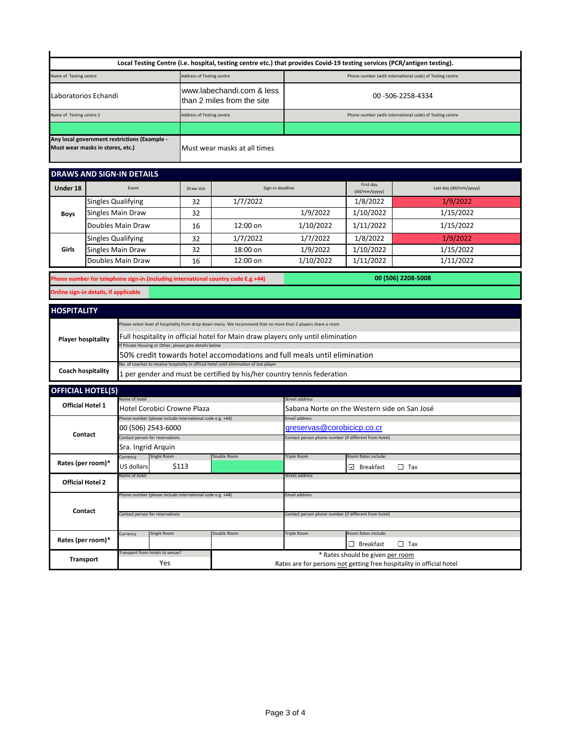## Local Testing Centre (i.e. hospital, testing centre etc.) that provides Covid-19 testing services (PCR/antigen testing).

| Name of Testing centre | Address of Testing centre | Phone number (with international code) of Testing centre |
|---|---|---|
| Laboratorios Echandi | www.labechandi.com & less than 2 miles from the site | 00 -506-2258-4334 |
| **Name of Testing centre 2** | **Address of Testing centre** | **Phone number (with international code) of Testing centre** |
| | | |

| Any local government restrictions (Example - Must wear masks in stores, etc.) | Must wear masks at all times |
|---|---|

## DRAWS AND SIGN-IN DETAILS

| Under 18 | Event | Draw size | Sign-in deadline | | First day (dd/mm/yyyy) | Last day (dd/mm/yyyy) |
|---|---|---|---|---|---|---|
| Boys | Singles Qualifying | 32 | 1/7/2022 | | 1/8/2022 | 1/9/2022 |
| | Singles Main Draw | 32 | | 1/9/2022 | 1/10/2022 | 1/15/2022 |
| | Doubles Main Draw | 16 | 12:00 on | 1/10/2022 | 1/11/2022 | 1/15/2022 |
| Girls | Singles Qualifying | 32 | 1/7/2022 | 1/7/2022 | 1/8/2022 | 1/9/2022 |
| | Singles Main Draw | 32 | 18:00 on | 1/9/2022 | 1/10/2022 | 1/15/2022 |
| | Doubles Main Draw | 16 | 12:00 on | 1/10/2022 | 1/11/2022 | 1/11/2022 |

| Phone number for telephone sign-in (including international country code E.g.+44) | 00 (506) 2208-5008 |
|---|---|
| Online sign-in details, if applicable | |

## HOSPITALITY

| | |
|---|---|
| **Player hospitality** | Please select level of hospitality from drop down menu. We recommend that no more than 2 players share a room: Full hospitality in official hotel for Main draw players only until elimination |
| | If Private Housing or Other, please give details below: 50% credit towards hotel accomodations and full meals until elimination |
| **Coach hospitality** | No. of coaches to receive hospitality in official hotel until elimination of last player: 1 per gender and must be certified by his/her country tennis federation |

## OFFICIAL HOTEL(S)

| | | | | | |
|---|---|---|---|---|---|
| **Official Hotel 1** | Name of hotel: Hotel Corobici Crowne Plaza | | Street address: Sabana Norte on the Western side on San José | | |
| **Contact** | Phone number (please include international code e.g. +44): 00 (506) 2543-6000 | | Email address: greservas@corobicicp.co.cr | | |
| | Contact person for reservations: Sra. Ingrid Arquin | | Contact person phone number (if different from hotel): | | |
| **Rates (per room)*** | Currency: US dollars | Single Room: $113 | Double Room: | Triple Room: | Room Rates include: ☑ Breakfast ☐ Tax |
| **Official Hotel 2** | Name of hotel: | | Street address: | | |
| **Contact** | Phone number (please include international code e.g. +44): | | Email address: | | |
| | Contact person for reservations: | | Contact person phone number (if different from hotel): | | |
| **Rates (per room)*** | Currency: | Single Room: | Double Room: | Triple Room: | Room Rates include: ☐ Breakfast ☐ Tax |
| **Transport** | Transport from hotels to venue? Yes | | | | |

\* Rates should be given per room
Rates are for persons not getting free hospitality in official hotel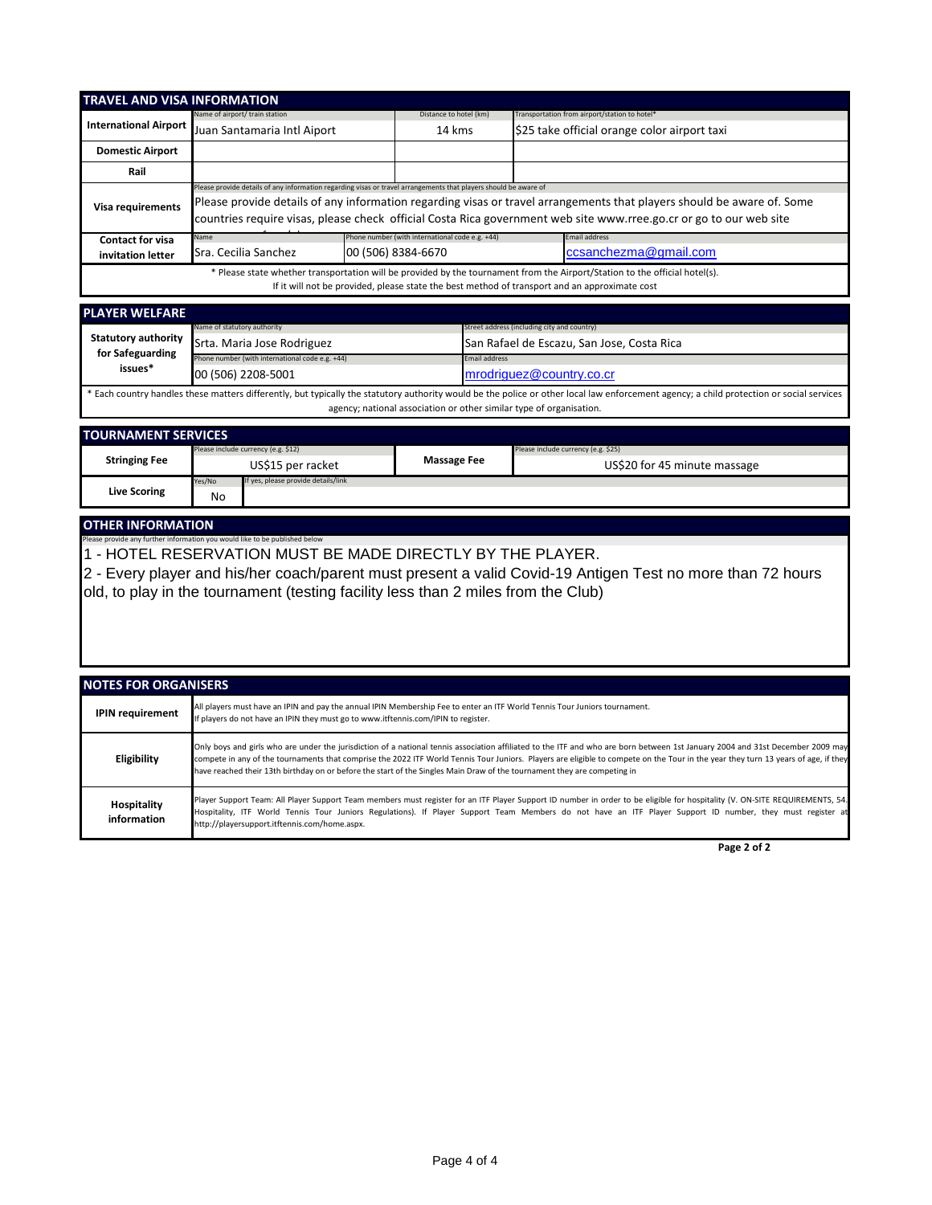## TRAVEL AND VISA INFORMATION

| | Name of airport/ train station | Distance to hotel (km) | Transportation from airport/station to hotel* |
|---|---|---|---|
| **International Airport** | Juan Santamaria Intl Aiport | 14 kms | $25 take official orange color airport taxi |
| **Domestic Airport** | | | |
| **Rail** | | | |

| | |
|---|---|
| **Visa requirements** | Please provide details of any information regarding visas or travel arrangements that players should be aware of<br>Please provide details of any information regarding visas or travel arrangements that players should be aware of. Some countries require visas, please check official Costa Rica government web site www.rree.go.cr or go to our web site |

| | Name | Phone number (with international code e.g. +44) | Email address |
|---|---|---|---|
| **Contact for visa invitation letter** | Sra. Cecilia Sanchez | 00 (506) 8384-6670 | ccsanchezma@gmail.com |

\* Please state whether transportation will be provided by the tournament from the Airport/Station to the official hotel(s). If it will not be provided, please state the best method of transport and an approximate cost

## PLAYER WELFARE

| | | |
|---|---|---|
| **Statutory authority for Safeguarding issues*** | Name of statutory authority: Srta. Maria Jose Rodriguez | Street address (including city and country): San Rafael de Escazu, San Jose, Costa Rica |
| | Phone number (with international code e.g. +44): 00 (506) 2208-5001 | Email address: mrodriguez@country.co.cr |

\* Each country handles these matters differently, but typically the statutory authority would be the police or other local law enforcement agency; a child protection or social services agency; national association or other similar type of organisation.

## TOURNAMENT SERVICES

| | | | |
|---|---|---|---|
| **Stringing Fee** | Please include currency (e.g. $12): US$15 per racket | **Massage Fee** | Please include currency (e.g. $25): US$20 for 45 minute massage |
| **Live Scoring** | Yes/No: No | If yes, please provide details/link: | |

## OTHER INFORMATION

Please provide any further information you would like to be published below

1 - HOTEL RESERVATION MUST BE MADE DIRECTLY BY THE PLAYER.

2 - Every player and his/her coach/parent must present a valid Covid-19 Antigen Test no more than 72 hours old, to play in the tournament (testing facility less than 2 miles from the Club)

## NOTES FOR ORGANISERS

| | |
|---|---|
| **IPIN requirement** | All players must have an IPIN and pay the annual IPIN Membership Fee to enter an ITF World Tennis Tour Juniors tournament. If players do not have an IPIN they must go to www.itftennis.com/IPIN to register. |
| **Eligibility** | Only boys and girls who are under the jurisdiction of a national tennis association affiliated to the ITF and who are born between 1st January 2004 and 31st December 2009 may compete in any of the tournaments that comprise the 2022 ITF World Tennis Tour Juniors. Players are eligible to compete on the Tour in the year they turn 13 years of age, if they have reached their 13th birthday on or before the start of the Singles Main Draw of the tournament they are competing in |
| **Hospitality information** | Player Support Team: All Player Support Team members must register for an ITF Player Support ID number in order to be eligible for hospitality (V. ON-SITE REQUIREMENTS, 54. Hospitality, ITF World Tennis Tour Juniors Regulations). If Player Support Team Members do not have an ITF Player Support ID number, they must register at http://playersupport.itftennis.com/home.aspx. |